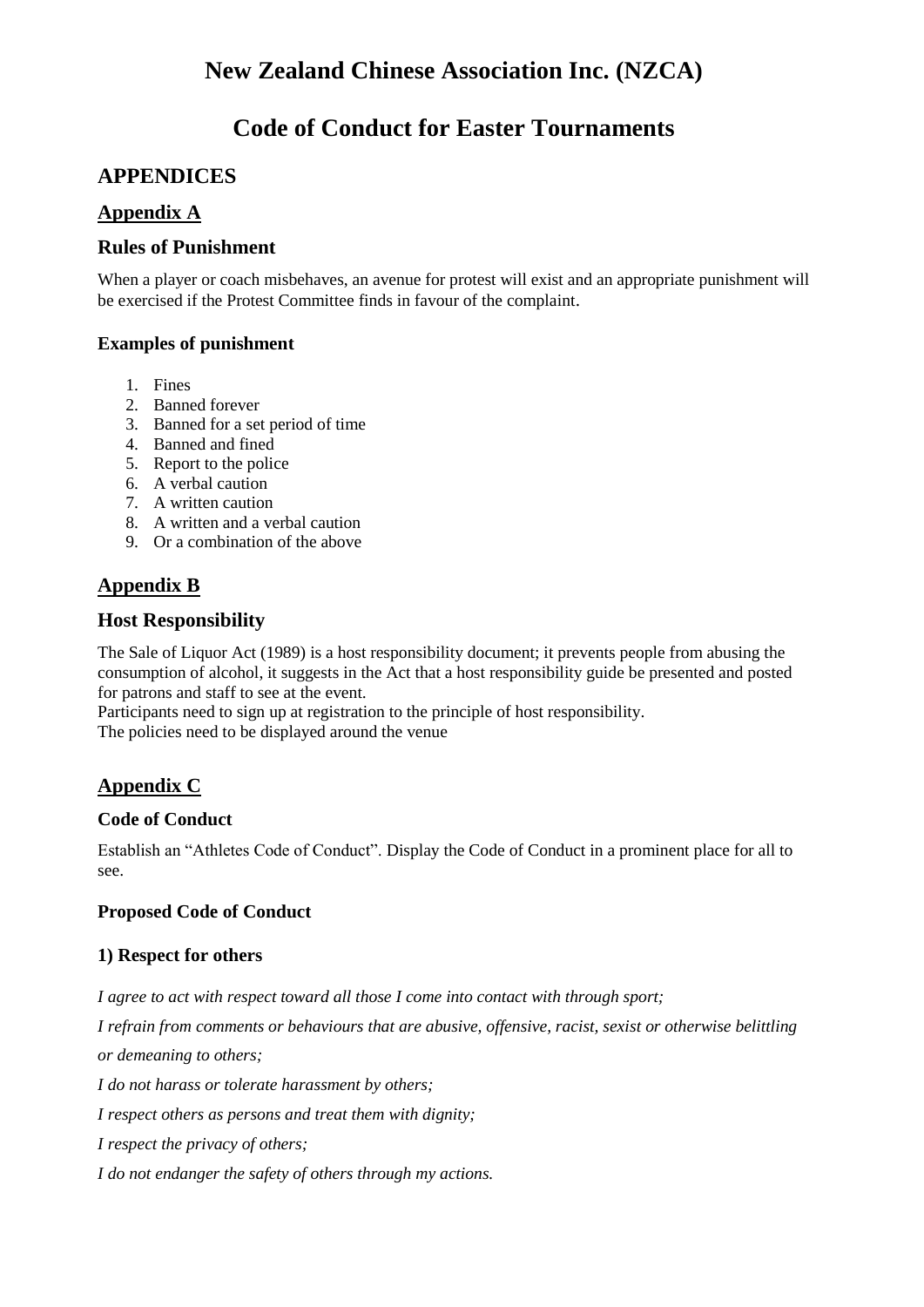# New Zealand Chinese Association Inc. (NZCA)

# Code of Conduct for Easter Tournaments

## APPENDICES

### Appendix A

### Rules of Punishment

When a player or coach misbehaves, an avenue for protest will exist and an appropriate punishment will be exercised if the Protest Committee finds in favour of the complaint.

#### Examples of punishment

1. Fines
2. Banned forever
3. Banned for a set period of time
4. Banned and fined
5. Report to the police
6. A verbal caution
7. A written caution
8. A written and a verbal caution
9. Or a combination of the above

### Appendix B

### Host Responsibility

The Sale of Liquor Act (1989) is a host responsibility document; it prevents people from abusing the consumption of alcohol, it suggests in the Act that a host responsibility guide be presented and posted for patrons and staff to see at the event.
Participants need to sign up at registration to the principle of host responsibility.
The policies need to be displayed around the venue

### Appendix C

#### Code of Conduct

Establish an "Athletes Code of Conduct". Display the Code of Conduct in a prominent place for all to see.

#### Proposed Code of Conduct

#### 1) Respect for others

*I agree to act with respect toward all those I come into contact with through sport;*

*I refrain from comments or behaviours that are abusive, offensive, racist, sexist or otherwise belittling or demeaning to others;*

*I do not harass or tolerate harassment by others;*

*I respect others as persons and treat them with dignity;*

*I respect the privacy of others;*

*I do not endanger the safety of others through my actions.*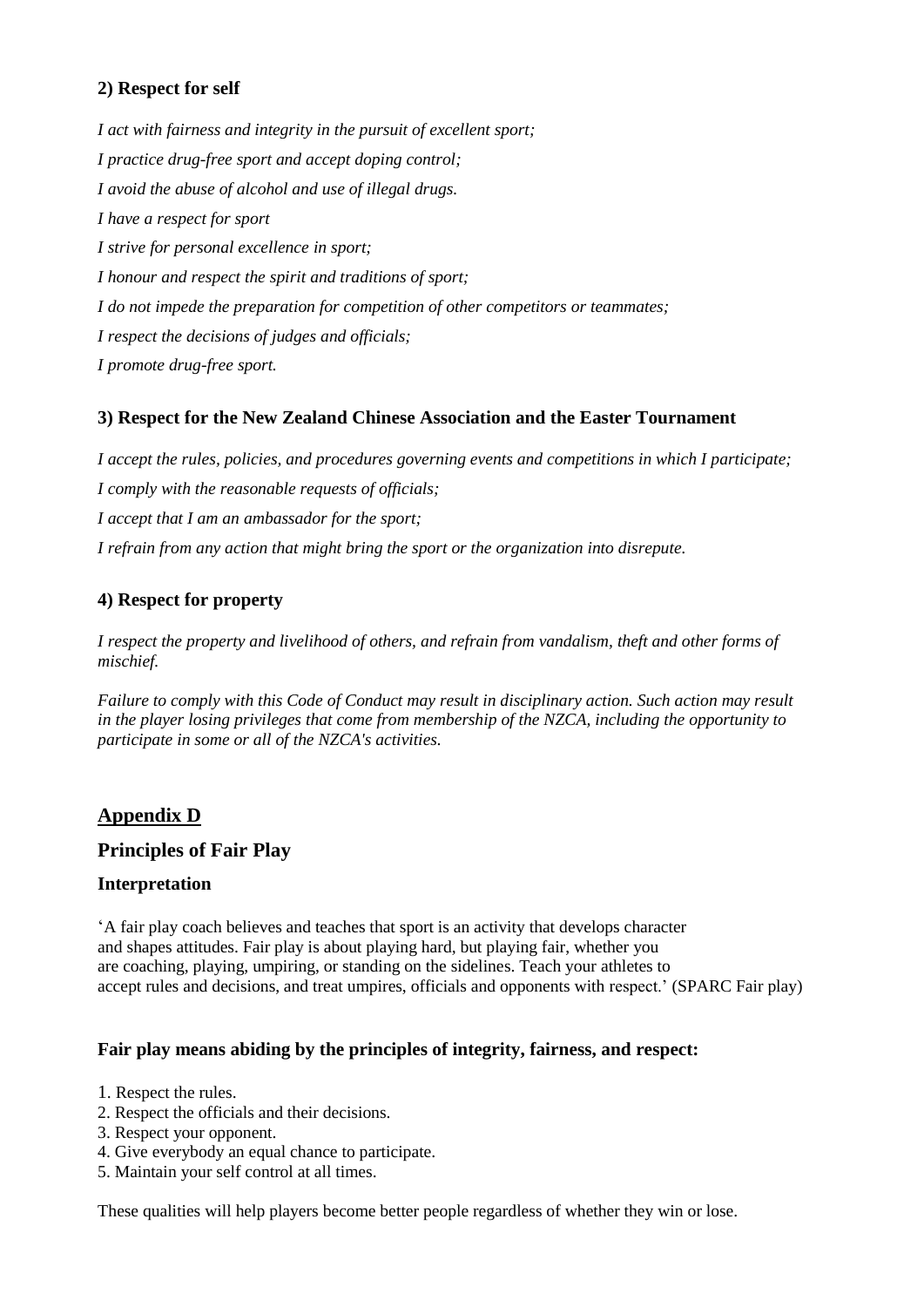### 2) Respect for self

*I act with fairness and integrity in the pursuit of excellent sport;*

*I practice drug-free sport and accept doping control;*

*I avoid the abuse of alcohol and use of illegal drugs.*

*I have a respect for sport*

*I strive for personal excellence in sport;*

*I honour and respect the spirit and traditions of sport;*

*I do not impede the preparation for competition of other competitors or teammates;*

*I respect the decisions of judges and officials;*

*I promote drug-free sport.*

### 3) Respect for the New Zealand Chinese Association and the Easter Tournament

*I accept the rules, policies, and procedures governing events and competitions in which I participate;*

*I comply with the reasonable requests of officials;*

*I accept that I am an ambassador for the sport;*

*I refrain from any action that might bring the sport or the organization into disrepute.*

### 4) Respect for property

*I respect the property and livelihood of others, and refrain from vandalism, theft and other forms of mischief.*

*Failure to comply with this Code of Conduct may result in disciplinary action. Such action may result in the player losing privileges that come from membership of the NZCA, including the opportunity to participate in some or all of the NZCA's activities.*

## <u>Appendix D</u>

## Principles of Fair Play

### Interpretation

'A fair play coach believes and teaches that sport is an activity that develops character and shapes attitudes. Fair play is about playing hard, but playing fair, whether you are coaching, playing, umpiring, or standing on the sidelines. Teach your athletes to accept rules and decisions, and treat umpires, officials and opponents with respect.' (SPARC Fair play)

### Fair play means abiding by the principles of integrity, fairness, and respect:

1. Respect the rules.
2. Respect the officials and their decisions.
3. Respect your opponent.
4. Give everybody an equal chance to participate.
5. Maintain your self control at all times.

These qualities will help players become better people regardless of whether they win or lose.